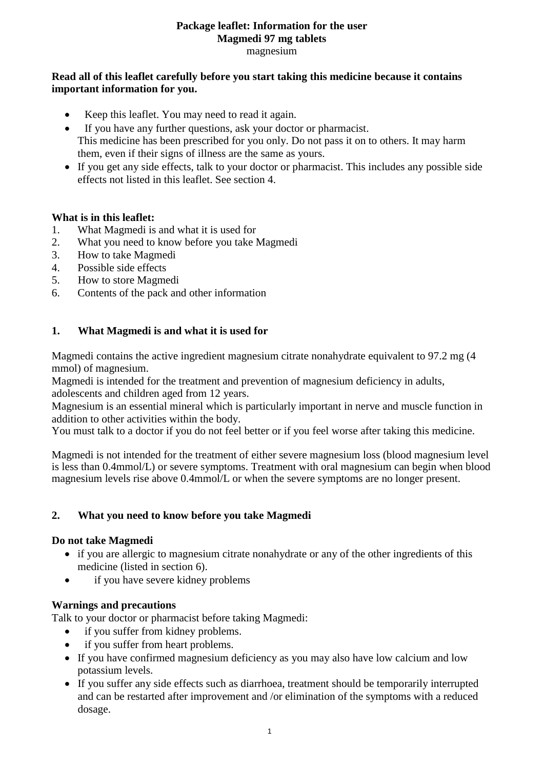**Package leaflet: Information for the user**
**Magmedi 97 mg tablets**
magnesium

**Read all of this leaflet carefully before you start taking this medicine because it contains important information for you.**

- Keep this leaflet. You may need to read it again.
- If you have any further questions, ask your doctor or pharmacist.
  This medicine has been prescribed for you only. Do not pass it on to others. It may harm them, even if their signs of illness are the same as yours.
- If you get any side effects, talk to your doctor or pharmacist. This includes any possible side effects not listed in this leaflet. See section 4.

**What is in this leaflet:**

1. What Magmedi is and what it is used for
2. What you need to know before you take Magmedi
3. How to take Magmedi
4. Possible side effects
5. How to store Magmedi
6. Contents of the pack and other information

## 1. What Magmedi is and what it is used for

Magmedi contains the active ingredient magnesium citrate nonahydrate equivalent to 97.2 mg (4 mmol) of magnesium.
Magmedi is intended for the treatment and prevention of magnesium deficiency in adults, adolescents and children aged from 12 years.
Magnesium is an essential mineral which is particularly important in nerve and muscle function in addition to other activities within the body.
You must talk to a doctor if you do not feel better or if you feel worse after taking this medicine.

Magmedi is not intended for the treatment of either severe magnesium loss (blood magnesium level is less than 0.4mmol/L) or severe symptoms. Treatment with oral magnesium can begin when blood magnesium levels rise above 0.4mmol/L or when the severe symptoms are no longer present.

## 2. What you need to know before you take Magmedi

**Do not take Magmedi**

- if you are allergic to magnesium citrate nonahydrate or any of the other ingredients of this medicine (listed in section 6).
- if you have severe kidney problems

**Warnings and precautions**
Talk to your doctor or pharmacist before taking Magmedi:

- if you suffer from kidney problems.
- if you suffer from heart problems.
- If you have confirmed magnesium deficiency as you may also have low calcium and low potassium levels.
- If you suffer any side effects such as diarrhoea, treatment should be temporarily interrupted and can be restarted after improvement and /or elimination of the symptoms with a reduced dosage.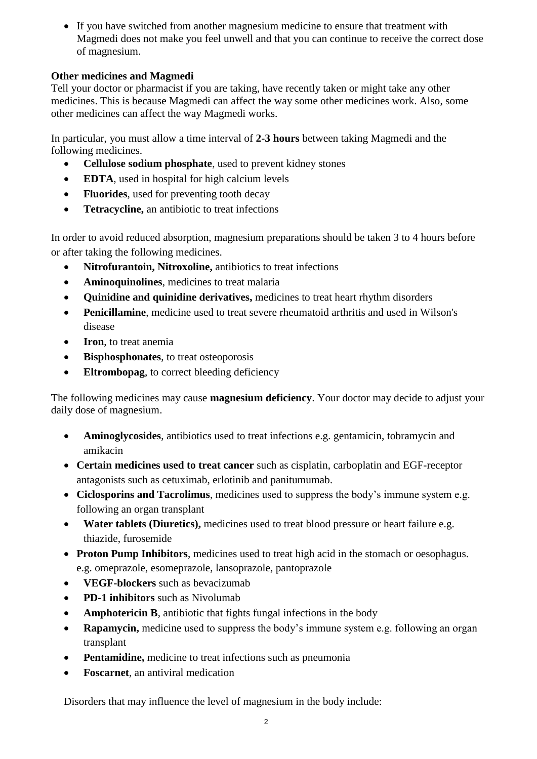- If you have switched from another magnesium medicine to ensure that treatment with Magmedi does not make you feel unwell and that you can continue to receive the correct dose of magnesium.

**Other medicines and Magmedi**

Tell your doctor or pharmacist if you are taking, have recently taken or might take any other medicines. This is because Magmedi can affect the way some other medicines work. Also, some other medicines can affect the way Magmedi works.

In particular, you must allow a time interval of **2-3 hours** between taking Magmedi and the following medicines.

- **Cellulose sodium phosphate**, used to prevent kidney stones
- **EDTA**, used in hospital for high calcium levels
- **Fluorides**, used for preventing tooth decay
- **Tetracycline,** an antibiotic to treat infections

In order to avoid reduced absorption, magnesium preparations should be taken 3 to 4 hours before or after taking the following medicines.

- **Nitrofurantoin, Nitroxoline,** antibiotics to treat infections
- **Aminoquinolines**, medicines to treat malaria
- **Quinidine and quinidine derivatives,** medicines to treat heart rhythm disorders
- **Penicillamine**, medicine used to treat severe rheumatoid arthritis and used in Wilson's disease
- **Iron**, to treat anemia
- **Bisphosphonates**, to treat osteoporosis
- **Eltrombopag**, to correct bleeding deficiency

The following medicines may cause **magnesium deficiency**. Your doctor may decide to adjust your daily dose of magnesium.

- **Aminoglycosides**, antibiotics used to treat infections e.g. gentamicin, tobramycin and amikacin
- **Certain medicines used to treat cancer** such as cisplatin, carboplatin and EGF-receptor antagonists such as cetuximab, erlotinib and panitumumab.
- **Ciclosporins and Tacrolimus**, medicines used to suppress the body's immune system e.g. following an organ transplant
- **Water tablets (Diuretics),** medicines used to treat blood pressure or heart failure e.g. thiazide, furosemide
- **Proton Pump Inhibitors**, medicines used to treat high acid in the stomach or oesophagus. e.g. omeprazole, esomeprazole, lansoprazole, pantoprazole
- **VEGF-blockers** such as bevacizumab
- **PD-1 inhibitors** such as Nivolumab
- **Amphotericin B**, antibiotic that fights fungal infections in the body
- **Rapamycin,** medicine used to suppress the body's immune system e.g. following an organ transplant
- **Pentamidine,** medicine to treat infections such as pneumonia
- **Foscarnet**, an antiviral medication

Disorders that may influence the level of magnesium in the body include: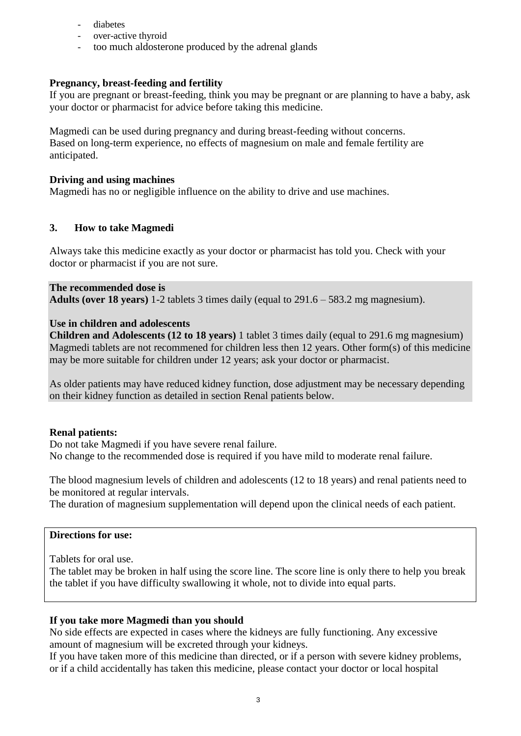- diabetes
- over-active thyroid
- too much aldosterone produced by the adrenal glands

**Pregnancy, breast-feeding and fertility**
If you are pregnant or breast-feeding, think you may be pregnant or are planning to have a baby, ask your doctor or pharmacist for advice before taking this medicine.

Magmedi can be used during pregnancy and during breast-feeding without concerns.
Based on long-term experience, no effects of magnesium on male and female fertility are anticipated.

**Driving and using machines**
Magmedi has no or negligible influence on the ability to drive and use machines.

## 3. How to take Magmedi

Always take this medicine exactly as your doctor or pharmacist has told you. Check with your doctor or pharmacist if you are not sure.

**The recommended dose is**
**Adults (over 18 years)** 1-2 tablets 3 times daily (equal to 291.6 – 583.2 mg magnesium).

**Use in children and adolescents**
**Children and Adolescents (12 to 18 years)** 1 tablet 3 times daily (equal to 291.6 mg magnesium)
Magmedi tablets are not recommened for children less then 12 years. Other form(s) of this medicine may be more suitable for children under 12 years; ask your doctor or pharmacist.

As older patients may have reduced kidney function, dose adjustment may be necessary depending on their kidney function as detailed in section Renal patients below.

**Renal patients:**
Do not take Magmedi if you have severe renal failure.
No change to the recommended dose is required if you have mild to moderate renal failure.

The blood magnesium levels of children and adolescents (12 to 18 years) and renal patients need to be monitored at regular intervals.
The duration of magnesium supplementation will depend upon the clinical needs of each patient.

**Directions for use:**

Tablets for oral use.
The tablet may be broken in half using the score line. The score line is only there to help you break the tablet if you have difficulty swallowing it whole, not to divide into equal parts.

**If you take more Magmedi than you should**
No side effects are expected in cases where the kidneys are fully functioning. Any excessive amount of magnesium will be excreted through your kidneys.
If you have taken more of this medicine than directed, or if a person with severe kidney problems, or if a child accidentally has taken this medicine, please contact your doctor or local hospital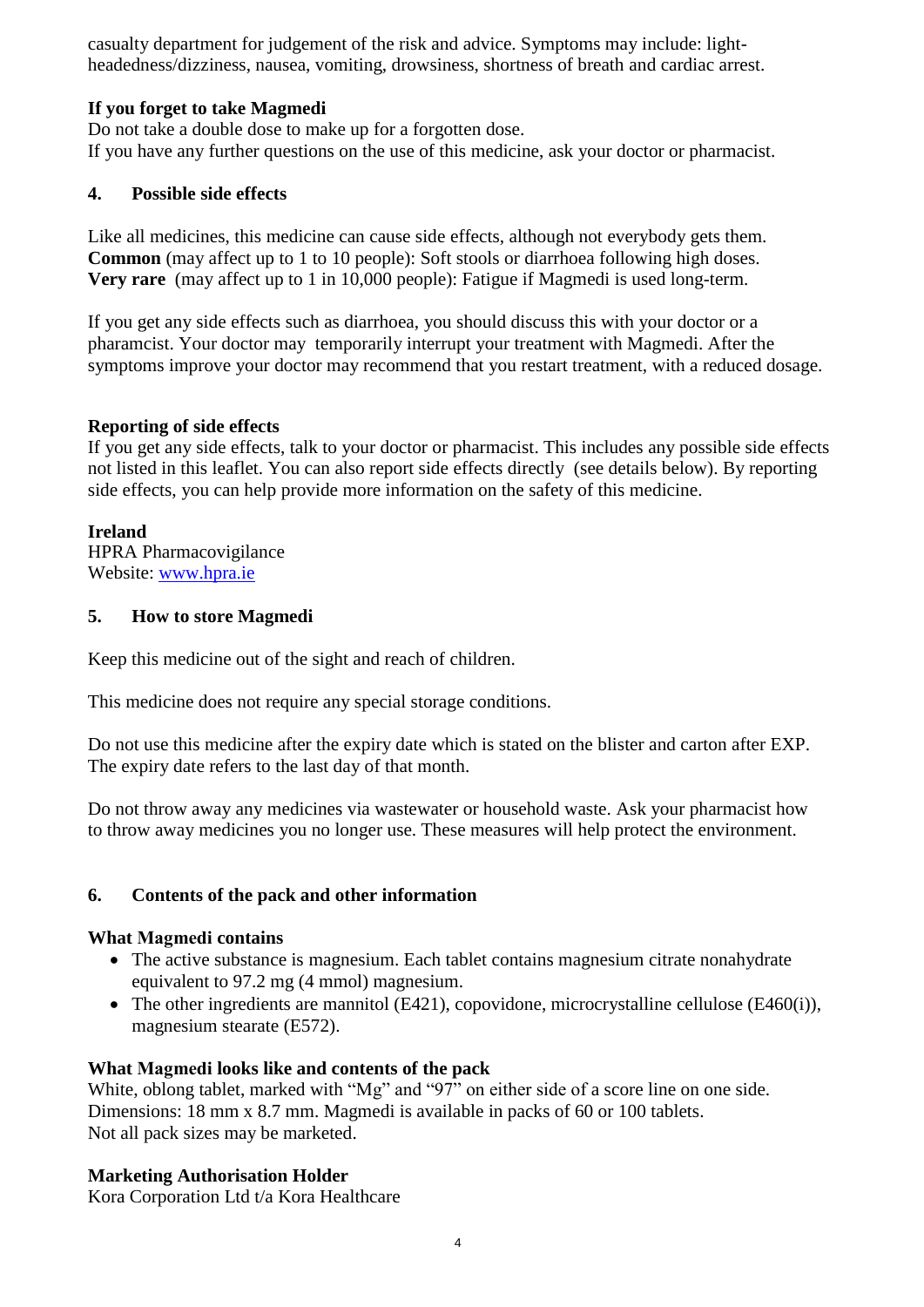casualty department for judgement of the risk and advice. Symptoms may include: light-headedness/dizziness, nausea, vomiting, drowsiness, shortness of breath and cardiac arrest.

**If you forget to take Magmedi**
Do not take a double dose to make up for a forgotten dose.
If you have any further questions on the use of this medicine, ask your doctor or pharmacist.

## 4. Possible side effects

Like all medicines, this medicine can cause side effects, although not everybody gets them.
**Common** (may affect up to 1 to 10 people): Soft stools or diarrhoea following high doses.
**Very rare** (may affect up to 1 in 10,000 people): Fatigue if Magmedi is used long-term.

If you get any side effects such as diarrhoea, you should discuss this with your doctor or a pharamcist. Your doctor may temporarily interrupt your treatment with Magmedi. After the symptoms improve your doctor may recommend that you restart treatment, with a reduced dosage.

**Reporting of side effects**
If you get any side effects, talk to your doctor or pharmacist. This includes any possible side effects not listed in this leaflet. You can also report side effects directly (see details below). By reporting side effects, you can help provide more information on the safety of this medicine.

**Ireland**
HPRA Pharmacovigilance
Website: www.hpra.ie

## 5. How to store Magmedi

Keep this medicine out of the sight and reach of children.

This medicine does not require any special storage conditions.

Do not use this medicine after the expiry date which is stated on the blister and carton after EXP. The expiry date refers to the last day of that month.

Do not throw away any medicines via wastewater or household waste. Ask your pharmacist how to throw away medicines you no longer use. These measures will help protect the environment.

## 6. Contents of the pack and other information

**What Magmedi contains**

- The active substance is magnesium. Each tablet contains magnesium citrate nonahydrate equivalent to 97.2 mg (4 mmol) magnesium.
- The other ingredients are mannitol (E421), copovidone, microcrystalline cellulose (E460(i)), magnesium stearate (E572).

**What Magmedi looks like and contents of the pack**
White, oblong tablet, marked with "Mg" and "97" on either side of a score line on one side.
Dimensions: 18 mm x 8.7 mm. Magmedi is available in packs of 60 or 100 tablets.
Not all pack sizes may be marketed.

**Marketing Authorisation Holder**
Kora Corporation Ltd t/a Kora Healthcare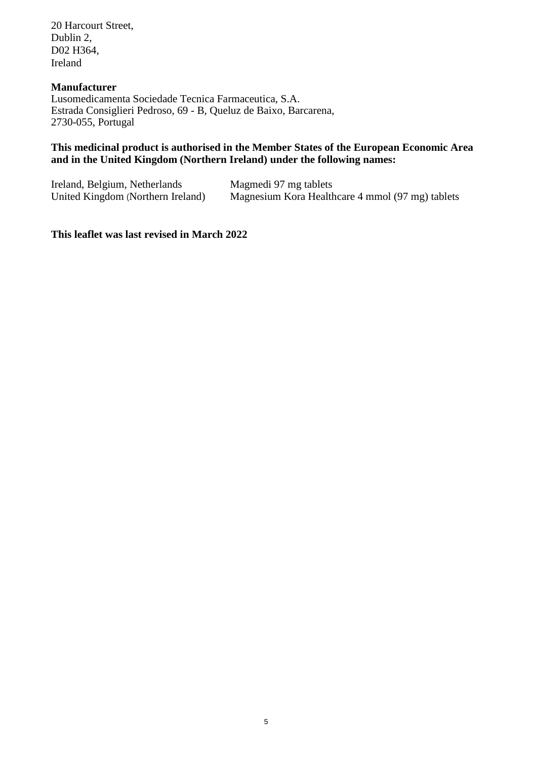20 Harcourt Street,
Dublin 2,
D02 H364,
Ireland

**Manufacturer**
Lusomedicamenta Sociedade Tecnica Farmaceutica, S.A.
Estrada Consiglieri Pedroso, 69 - B, Queluz de Baixo, Barcarena,
2730-055, Portugal

**This medicinal product is authorised in the Member States of the European Economic Area and in the United Kingdom (Northern Ireland) under the following names:**

| | |
|---|---|
| Ireland, Belgium, Netherlands | Magmedi 97 mg tablets |
| United Kingdom (Northern Ireland) | Magnesium Kora Healthcare 4 mmol (97 mg) tablets |

**This leaflet was last revised in March 2022**